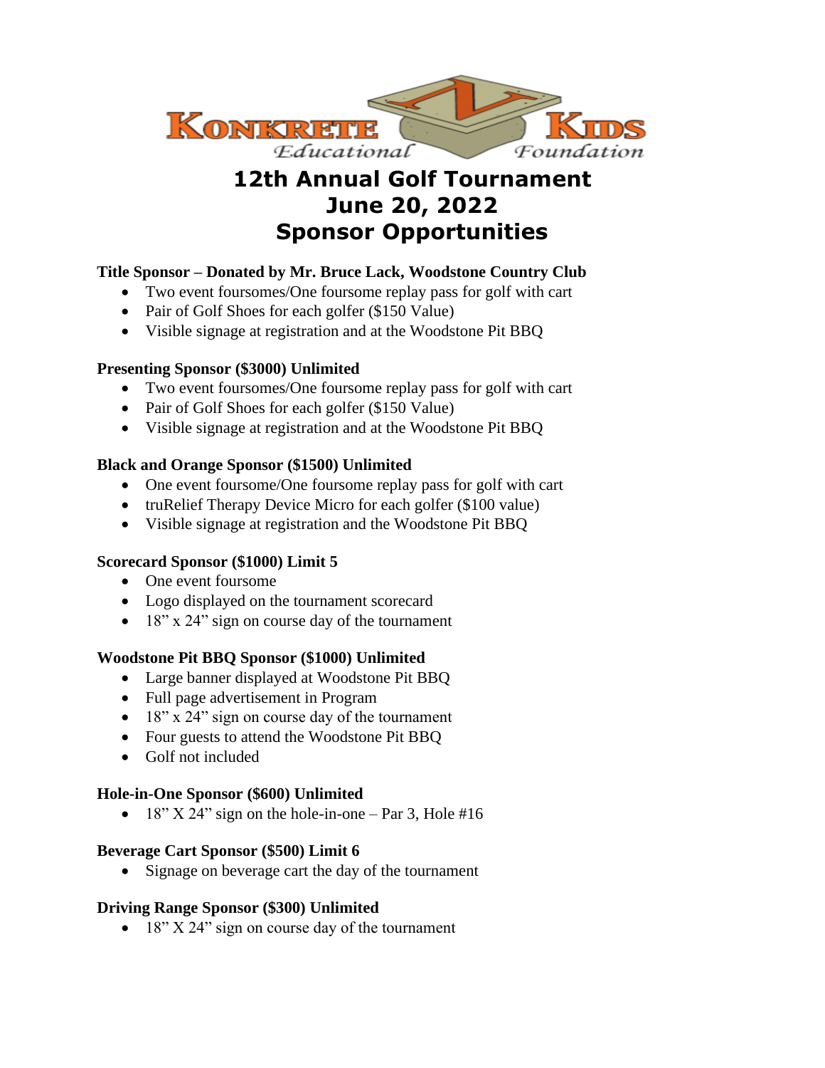KONKRETE KIDS
*Educational Foundation*

# 12th Annual Golf Tournament
# June 20, 2022
# Sponsor Opportunities

**Title Sponsor – Donated by Mr. Bruce Lack, Woodstone Country Club**

- Two event foursomes/One foursome replay pass for golf with cart
- Pair of Golf Shoes for each golfer ($150 Value)
- Visible signage at registration and at the Woodstone Pit BBQ

**Presenting Sponsor ($3000) Unlimited**

- Two event foursomes/One foursome replay pass for golf with cart
- Pair of Golf Shoes for each golfer ($150 Value)
- Visible signage at registration and at the Woodstone Pit BBQ

**Black and Orange Sponsor ($1500) Unlimited**

- One event foursome/One foursome replay pass for golf with cart
- truRelief Therapy Device Micro for each golfer ($100 value)
- Visible signage at registration and the Woodstone Pit BBQ

**Scorecard Sponsor ($1000) Limit 5**

- One event foursome
- Logo displayed on the tournament scorecard
- 18" x 24" sign on course day of the tournament

**Woodstone Pit BBQ Sponsor ($1000) Unlimited**

- Large banner displayed at Woodstone Pit BBQ
- Full page advertisement in Program
- 18" x 24" sign on course day of the tournament
- Four guests to attend the Woodstone Pit BBQ
- Golf not included

**Hole-in-One Sponsor ($600) Unlimited**

- 18" X 24" sign on the hole-in-one – Par 3, Hole #16

**Beverage Cart Sponsor ($500) Limit 6**

- Signage on beverage cart the day of the tournament

**Driving Range Sponsor ($300) Unlimited**

- 18" X 24" sign on course day of the tournament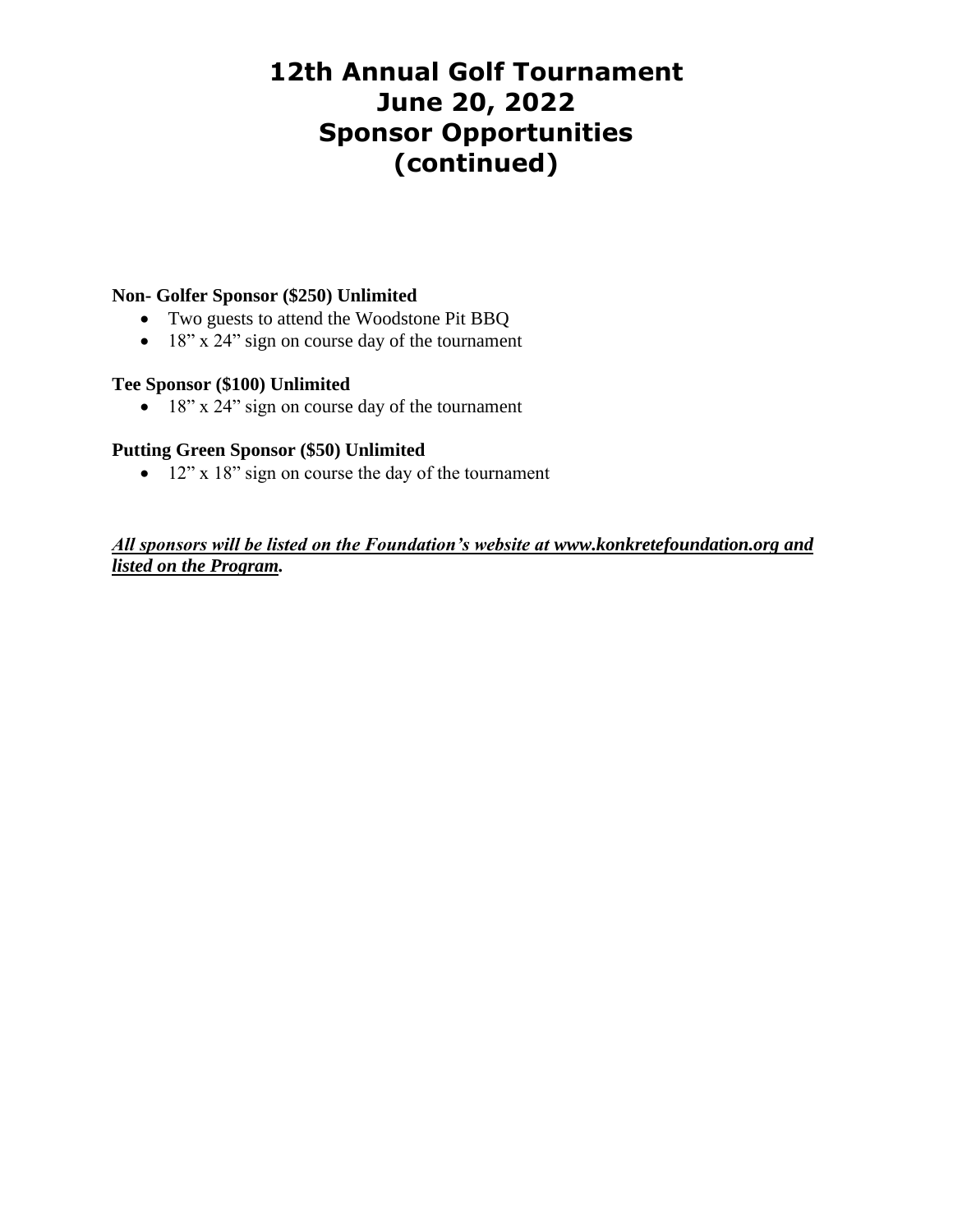# 12th Annual Golf Tournament
# June 20, 2022
# Sponsor Opportunities
# (continued)

**Non- Golfer Sponsor ($250) Unlimited**

- Two guests to attend the Woodstone Pit BBQ
- 18" x 24" sign on course day of the tournament

**Tee Sponsor ($100) Unlimited**

- 18" x 24" sign on course day of the tournament

**Putting Green Sponsor ($50) Unlimited**

- 12" x 18" sign on course the day of the tournament

***All sponsors will be listed on the Foundation's website at www.konkretefoundation.org and listed on the Program.***